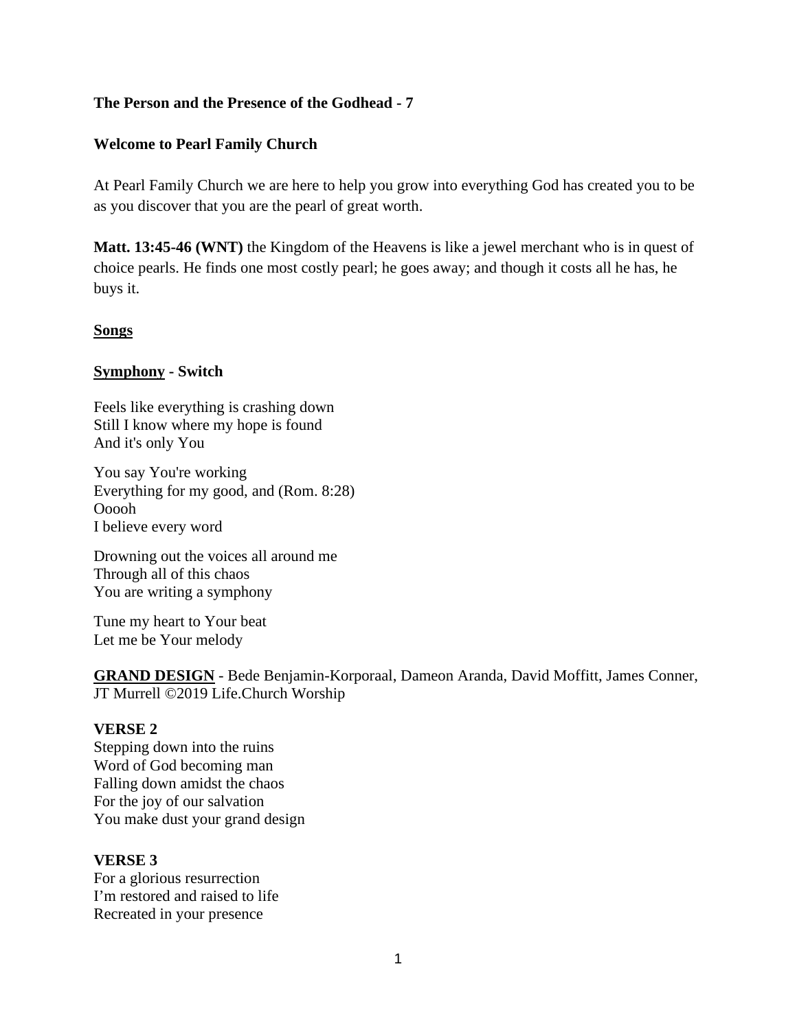**The Person and the Presence of the Godhead - 7**

**Welcome to Pearl Family Church**

At Pearl Family Church we are here to help you grow into everything God has created you to be as you discover that you are the pearl of great worth.

**Matt. 13:45-46 (WNT)** the Kingdom of the Heavens is like a jewel merchant who is in quest of choice pearls. He finds one most costly pearl; he goes away; and though it costs all he has, he buys it.

**Songs**

**Symphony - Switch**

Feels like everything is crashing down
Still I know where my hope is found
And it's only You

You say You're working
Everything for my good, and (Rom. 8:28)
Ooooh
I believe every word

Drowning out the voices all around me
Through all of this chaos
You are writing a symphony

Tune my heart to Your beat
Let me be Your melody

**GRAND DESIGN** - Bede Benjamin-Korporaal, Dameon Aranda, David Moffitt, James Conner, JT Murrell ©2019 Life.Church Worship

**VERSE 2**
Stepping down into the ruins
Word of God becoming man
Falling down amidst the chaos
For the joy of our salvation
You make dust your grand design

**VERSE 3**
For a glorious resurrection
I'm restored and raised to life
Recreated in your presence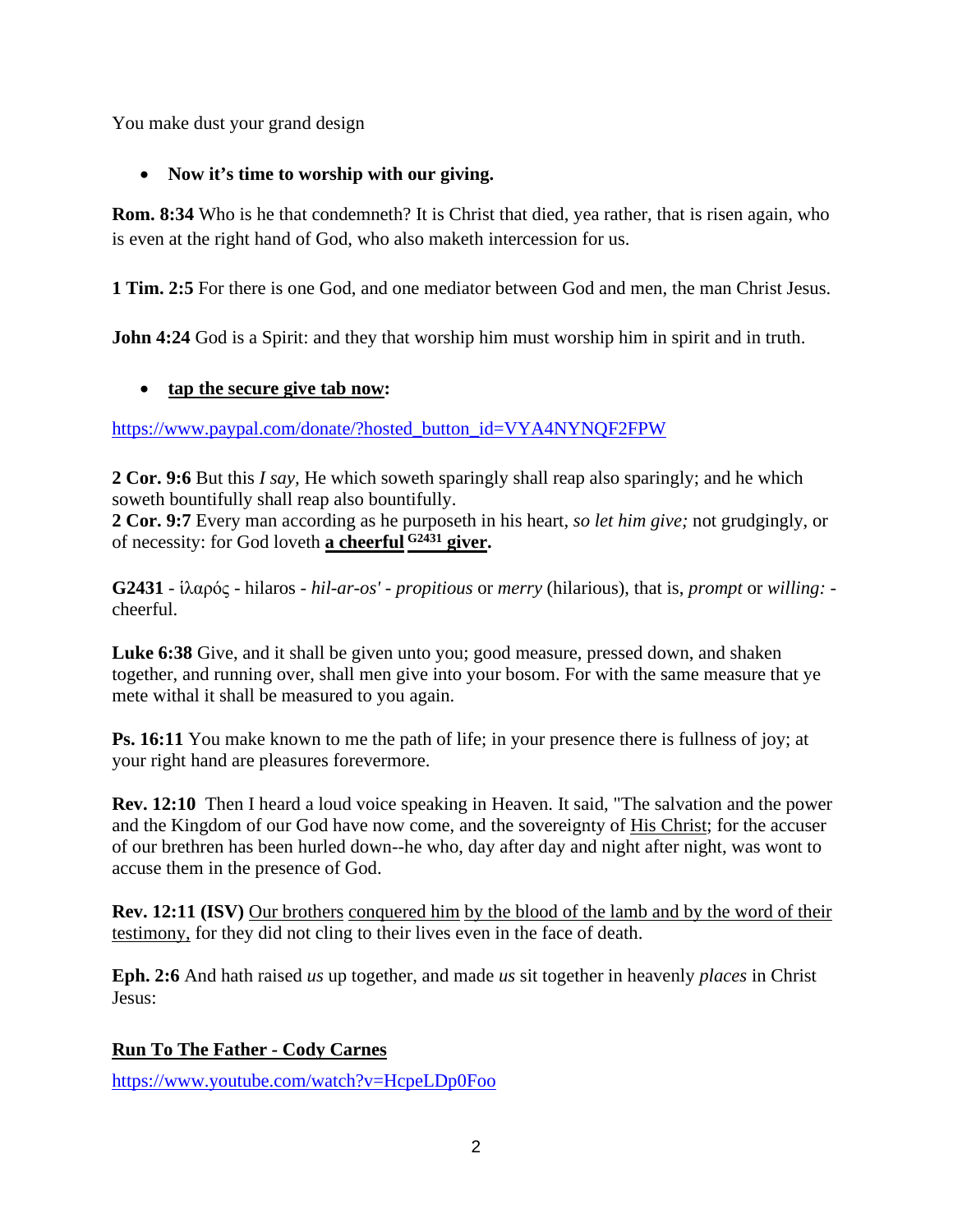You make dust your grand design

- **Now it's time to worship with our giving.**

**Rom. 8:34** Who is he that condemneth? It is Christ that died, yea rather, that is risen again, who is even at the right hand of God, who also maketh intercession for us.

**1 Tim. 2:5** For there is one God, and one mediator between God and men, the man Christ Jesus.

**John 4:24** God is a Spirit: and they that worship him must worship him in spirit and in truth.

- **<u>tap the secure give tab now</u>:**

https://www.paypal.com/donate/?hosted_button_id=VYA4NYNQF2FPW

**2 Cor. 9:6** But this *I say*, He which soweth sparingly shall reap also sparingly; and he which soweth bountifully shall reap also bountifully.
**2 Cor. 9:7** Every man according as he purposeth in his heart, *so let him give;* not grudgingly, or of necessity: for God loveth **<u>a cheerful</u> [G2431] <u>giver</u>.**

**G2431** - ἱλαρός - hilaros - *hil-ar-os'* - *propitious* or *merry* (hilarious), that is, *prompt* or *willing:* - cheerful.

**Luke 6:38** Give, and it shall be given unto you; good measure, pressed down, and shaken together, and running over, shall men give into your bosom. For with the same measure that ye mete withal it shall be measured to you again.

**Ps. 16:11** You make known to me the path of life; in your presence there is fullness of joy; at your right hand are pleasures forevermore.

**Rev. 12:10** Then I heard a loud voice speaking in Heaven. It said, "The salvation and the power and the Kingdom of our God have now come, and the sovereignty of <u>His Christ</u>; for the accuser of our brethren has been hurled down--he who, day after day and night after night, was wont to accuse them in the presence of God.

**Rev. 12:11 (ISV)** <u>Our brothers</u> <u>conquered him</u> <u>by the blood of the lamb and by the word of their testimony,</u> for they did not cling to their lives even in the face of death.

**Eph. 2:6** And hath raised *us* up together, and made *us* sit together in heavenly *places* in Christ Jesus:

**<u>Run To The Father - Cody Carnes</u>**

https://www.youtube.com/watch?v=HcpeLDp0Foo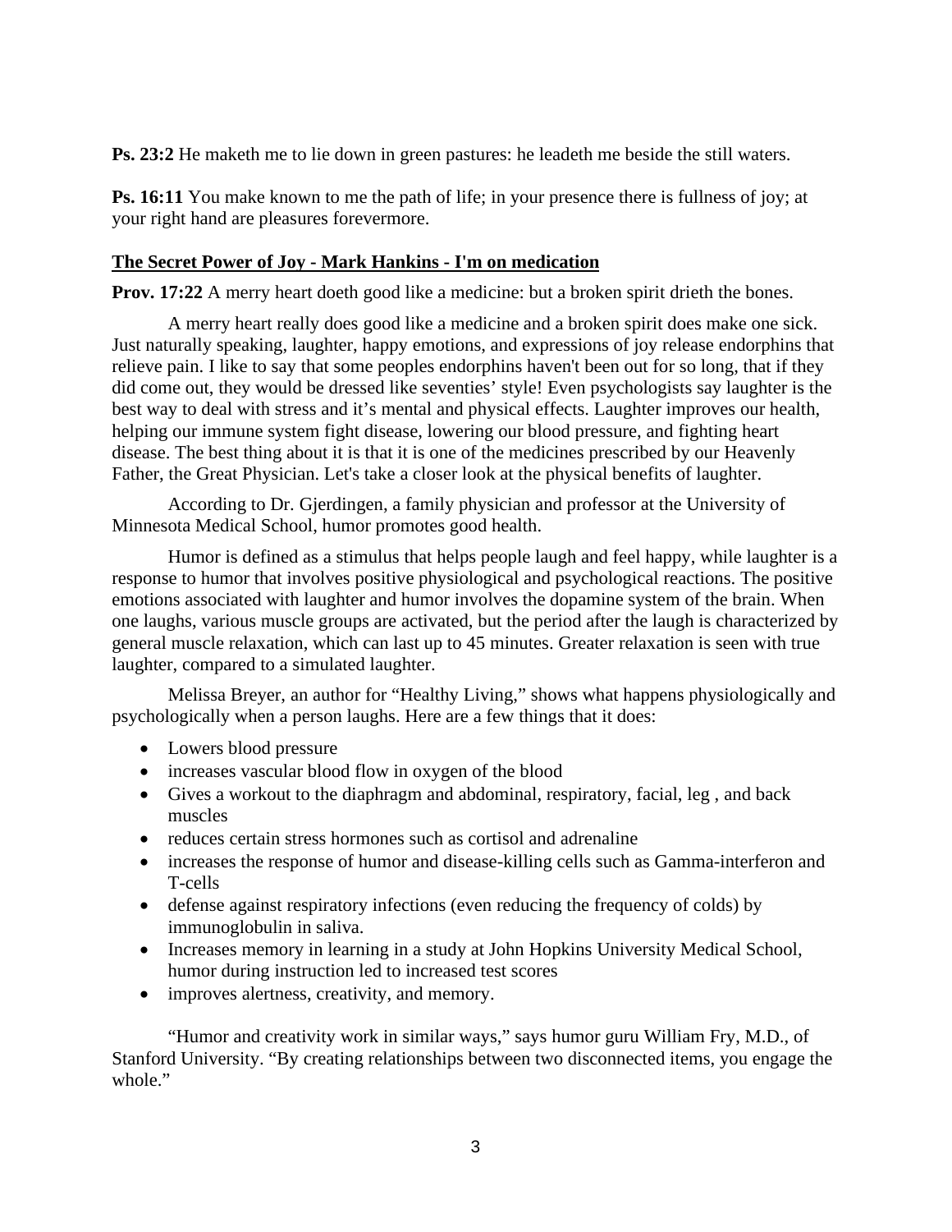**Ps. 23:2** He maketh me to lie down in green pastures: he leadeth me beside the still waters.

**Ps. 16:11** You make known to me the path of life; in your presence there is fullness of joy; at your right hand are pleasures forevermore.

**The Secret Power of Joy - Mark Hankins - I'm on medication**

**Prov. 17:22** A merry heart doeth good like a medicine: but a broken spirit drieth the bones.

A merry heart really does good like a medicine and a broken spirit does make one sick. Just naturally speaking, laughter, happy emotions, and expressions of joy release endorphins that relieve pain. I like to say that some peoples endorphins haven't been out for so long, that if they did come out, they would be dressed like seventies' style! Even psychologists say laughter is the best way to deal with stress and it's mental and physical effects. Laughter improves our health, helping our immune system fight disease, lowering our blood pressure, and fighting heart disease. The best thing about it is that it is one of the medicines prescribed by our Heavenly Father, the Great Physician. Let's take a closer look at the physical benefits of laughter.

According to Dr. Gjerdingen, a family physician and professor at the University of Minnesota Medical School, humor promotes good health.

Humor is defined as a stimulus that helps people laugh and feel happy, while laughter is a response to humor that involves positive physiological and psychological reactions. The positive emotions associated with laughter and humor involves the dopamine system of the brain. When one laughs, various muscle groups are activated, but the period after the laugh is characterized by general muscle relaxation, which can last up to 45 minutes. Greater relaxation is seen with true laughter, compared to a simulated laughter.

Melissa Breyer, an author for "Healthy Living," shows what happens physiologically and psychologically when a person laughs. Here are a few things that it does:

- Lowers blood pressure
- increases vascular blood flow in oxygen of the blood
- Gives a workout to the diaphragm and abdominal, respiratory, facial, leg , and back muscles
- reduces certain stress hormones such as cortisol and adrenaline
- increases the response of humor and disease-killing cells such as Gamma-interferon and T-cells
- defense against respiratory infections (even reducing the frequency of colds) by immunoglobulin in saliva.
- Increases memory in learning in a study at John Hopkins University Medical School, humor during instruction led to increased test scores
- improves alertness, creativity, and memory.

"Humor and creativity work in similar ways," says humor guru William Fry, M.D., of Stanford University. "By creating relationships between two disconnected items, you engage the whole."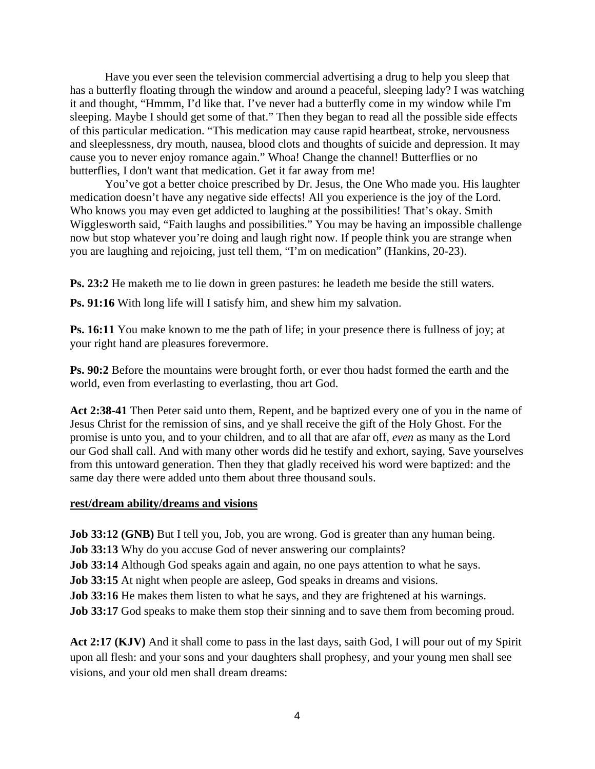Have you ever seen the television commercial advertising a drug to help you sleep that has a butterfly floating through the window and around a peaceful, sleeping lady? I was watching it and thought, "Hmmm, I'd like that. I've never had a butterfly come in my window while I'm sleeping. Maybe I should get some of that." Then they began to read all the possible side effects of this particular medication. "This medication may cause rapid heartbeat, stroke, nervousness and sleeplessness, dry mouth, nausea, blood clots and thoughts of suicide and depression. It may cause you to never enjoy romance again." Whoa! Change the channel! Butterflies or no butterflies, I don't want that medication. Get it far away from me!

You've got a better choice prescribed by Dr. Jesus, the One Who made you. His laughter medication doesn't have any negative side effects! All you experience is the joy of the Lord. Who knows you may even get addicted to laughing at the possibilities! That's okay. Smith Wigglesworth said, "Faith laughs and possibilities." You may be having an impossible challenge now but stop whatever you're doing and laugh right now. If people think you are strange when you are laughing and rejoicing, just tell them, "I'm on medication" (Hankins, 20-23).

**Ps. 23:2** He maketh me to lie down in green pastures: he leadeth me beside the still waters.

**Ps. 91:16** With long life will I satisfy him, and shew him my salvation.

**Ps. 16:11** You make known to me the path of life; in your presence there is fullness of joy; at your right hand are pleasures forevermore.

**Ps. 90:2** Before the mountains were brought forth, or ever thou hadst formed the earth and the world, even from everlasting to everlasting, thou art God.

**Act 2:38-41** Then Peter said unto them, Repent, and be baptized every one of you in the name of Jesus Christ for the remission of sins, and ye shall receive the gift of the Holy Ghost. For the promise is unto you, and to your children, and to all that are afar off, *even* as many as the Lord our God shall call. And with many other words did he testify and exhort, saying, Save yourselves from this untoward generation. Then they that gladly received his word were baptized: and the same day there were added unto them about three thousand souls.

**rest/dream ability/dreams and visions**

**Job 33:12 (GNB)** But I tell you, Job, you are wrong. God is greater than any human being.
**Job 33:13** Why do you accuse God of never answering our complaints?
**Job 33:14** Although God speaks again and again, no one pays attention to what he says.
**Job 33:15** At night when people are asleep, God speaks in dreams and visions.
**Job 33:16** He makes them listen to what he says, and they are frightened at his warnings.
**Job 33:17** God speaks to make them stop their sinning and to save them from becoming proud.

**Act 2:17 (KJV)** And it shall come to pass in the last days, saith God, I will pour out of my Spirit upon all flesh: and your sons and your daughters shall prophesy, and your young men shall see visions, and your old men shall dream dreams: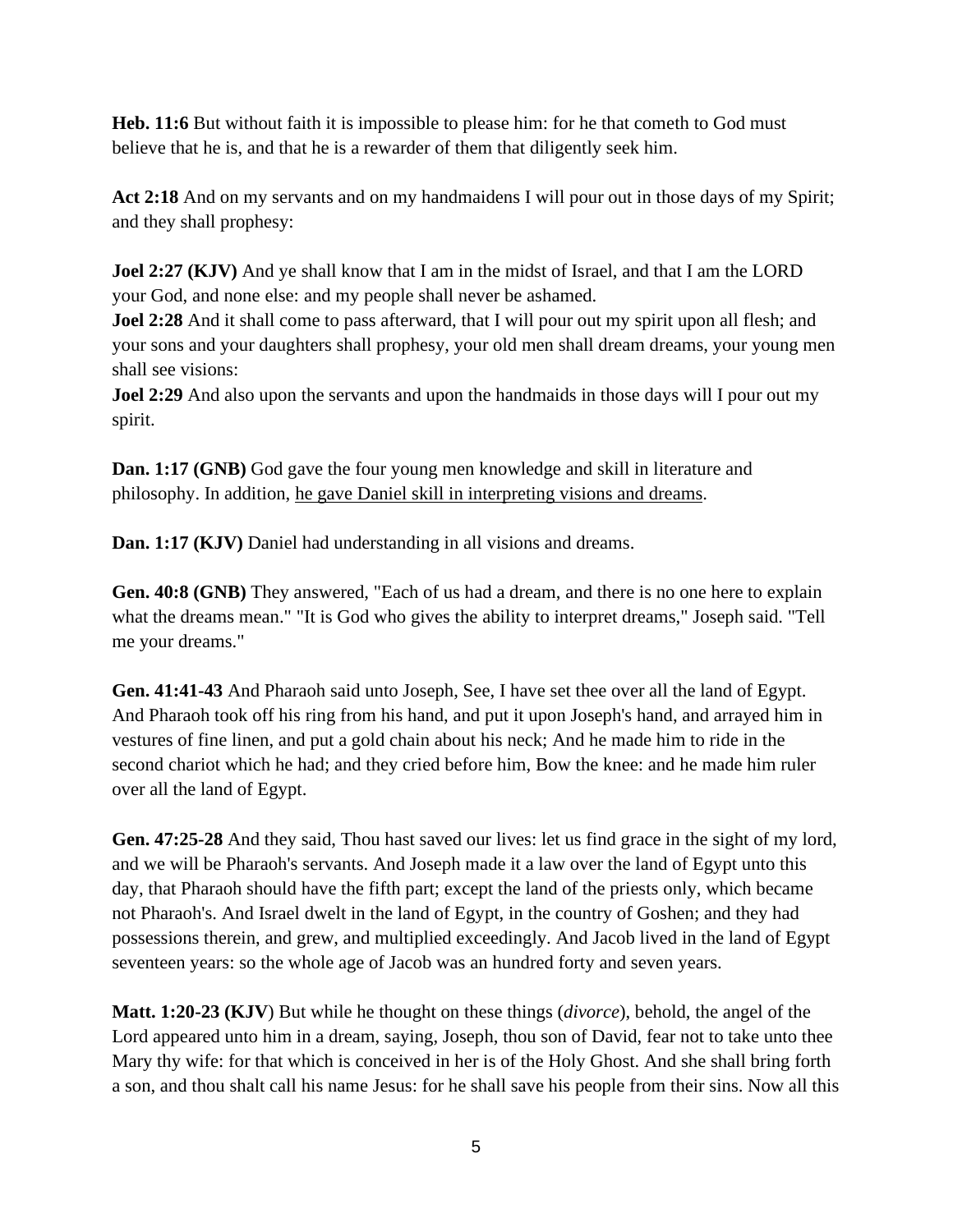**Heb. 11:6** But without faith it is impossible to please him: for he that cometh to God must believe that he is, and that he is a rewarder of them that diligently seek him.

**Act 2:18** And on my servants and on my handmaidens I will pour out in those days of my Spirit; and they shall prophesy:

**Joel 2:27 (KJV)** And ye shall know that I am in the midst of Israel, and that I am the LORD your God, and none else: and my people shall never be ashamed.
**Joel 2:28** And it shall come to pass afterward, that I will pour out my spirit upon all flesh; and your sons and your daughters shall prophesy, your old men shall dream dreams, your young men shall see visions:
**Joel 2:29** And also upon the servants and upon the handmaids in those days will I pour out my spirit.

**Dan. 1:17 (GNB)** God gave the four young men knowledge and skill in literature and philosophy. In addition, <u>he gave Daniel skill in interpreting visions and dreams</u>.

**Dan. 1:17 (KJV)** Daniel had understanding in all visions and dreams.

**Gen. 40:8 (GNB)** They answered, "Each of us had a dream, and there is no one here to explain what the dreams mean." "It is God who gives the ability to interpret dreams," Joseph said. "Tell me your dreams."

**Gen. 41:41-43** And Pharaoh said unto Joseph, See, I have set thee over all the land of Egypt. And Pharaoh took off his ring from his hand, and put it upon Joseph's hand, and arrayed him in vestures of fine linen, and put a gold chain about his neck; And he made him to ride in the second chariot which he had; and they cried before him, Bow the knee: and he made him ruler over all the land of Egypt.

**Gen. 47:25-28** And they said, Thou hast saved our lives: let us find grace in the sight of my lord, and we will be Pharaoh's servants. And Joseph made it a law over the land of Egypt unto this day, that Pharaoh should have the fifth part; except the land of the priests only, which became not Pharaoh's. And Israel dwelt in the land of Egypt, in the country of Goshen; and they had possessions therein, and grew, and multiplied exceedingly. And Jacob lived in the land of Egypt seventeen years: so the whole age of Jacob was an hundred forty and seven years.

**Matt. 1:20-23 (KJV**) But while he thought on these things (*divorce*), behold, the angel of the Lord appeared unto him in a dream, saying, Joseph, thou son of David, fear not to take unto thee Mary thy wife: for that which is conceived in her is of the Holy Ghost. And she shall bring forth a son, and thou shalt call his name Jesus: for he shall save his people from their sins. Now all this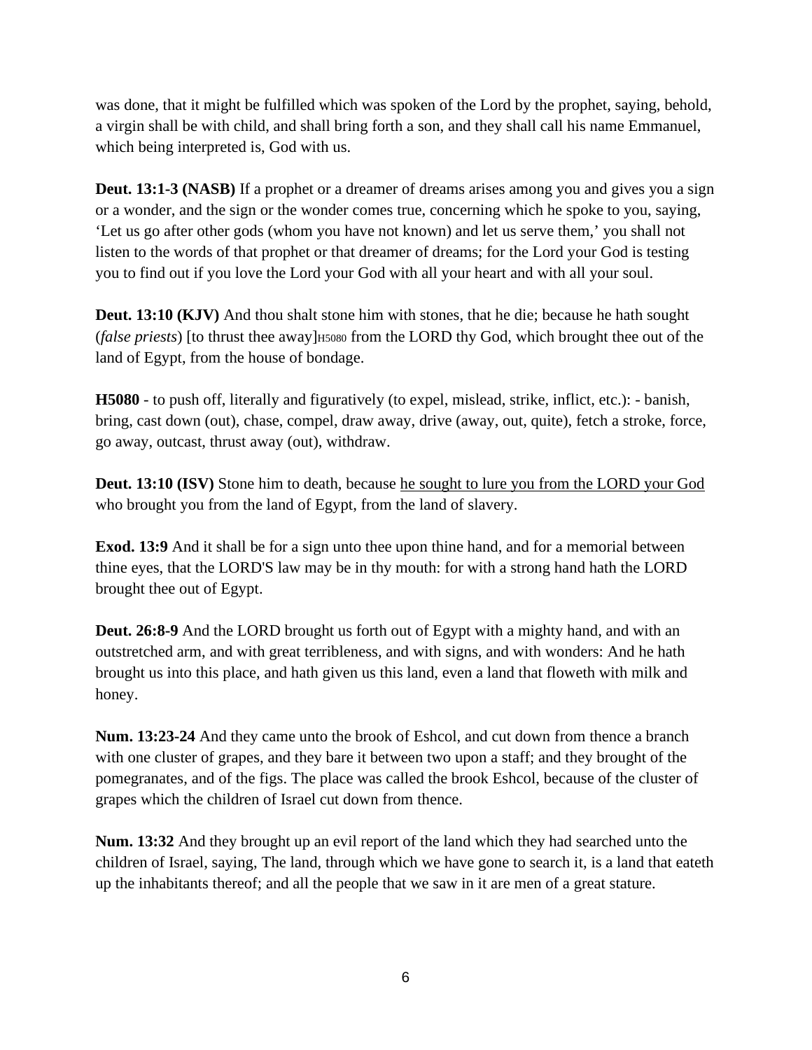was done, that it might be fulfilled which was spoken of the Lord by the prophet, saying, behold, a virgin shall be with child, and shall bring forth a son, and they shall call his name Emmanuel, which being interpreted is, God with us.

**Deut. 13:1-3 (NASB)** If a prophet or a dreamer of dreams arises among you and gives you a sign or a wonder, and the sign or the wonder comes true, concerning which he spoke to you, saying, 'Let us go after other gods (whom you have not known) and let us serve them,' you shall not listen to the words of that prophet or that dreamer of dreams; for the Lord your God is testing you to find out if you love the Lord your God with all your heart and with all your soul.

**Deut. 13:10 (KJV)** And thou shalt stone him with stones, that he die; because he hath sought (*false priests*) [to thrust thee away]H5080 from the LORD thy God, which brought thee out of the land of Egypt, from the house of bondage.

**H5080** - to push off, literally and figuratively (to expel, mislead, strike, inflict, etc.): - banish, bring, cast down (out), chase, compel, draw away, drive (away, out, quite), fetch a stroke, force, go away, outcast, thrust away (out), withdraw.

**Deut. 13:10 (ISV)** Stone him to death, because <u>he sought to lure you from the LORD your God</u> who brought you from the land of Egypt, from the land of slavery.

**Exod. 13:9** And it shall be for a sign unto thee upon thine hand, and for a memorial between thine eyes, that the LORD'S law may be in thy mouth: for with a strong hand hath the LORD brought thee out of Egypt.

**Deut. 26:8-9** And the LORD brought us forth out of Egypt with a mighty hand, and with an outstretched arm, and with great terribleness, and with signs, and with wonders: And he hath brought us into this place, and hath given us this land, even a land that floweth with milk and honey.

**Num. 13:23-24** And they came unto the brook of Eshcol, and cut down from thence a branch with one cluster of grapes, and they bare it between two upon a staff; and they brought of the pomegranates, and of the figs. The place was called the brook Eshcol, because of the cluster of grapes which the children of Israel cut down from thence.

**Num. 13:32** And they brought up an evil report of the land which they had searched unto the children of Israel, saying, The land, through which we have gone to search it, is a land that eateth up the inhabitants thereof; and all the people that we saw in it are men of a great stature.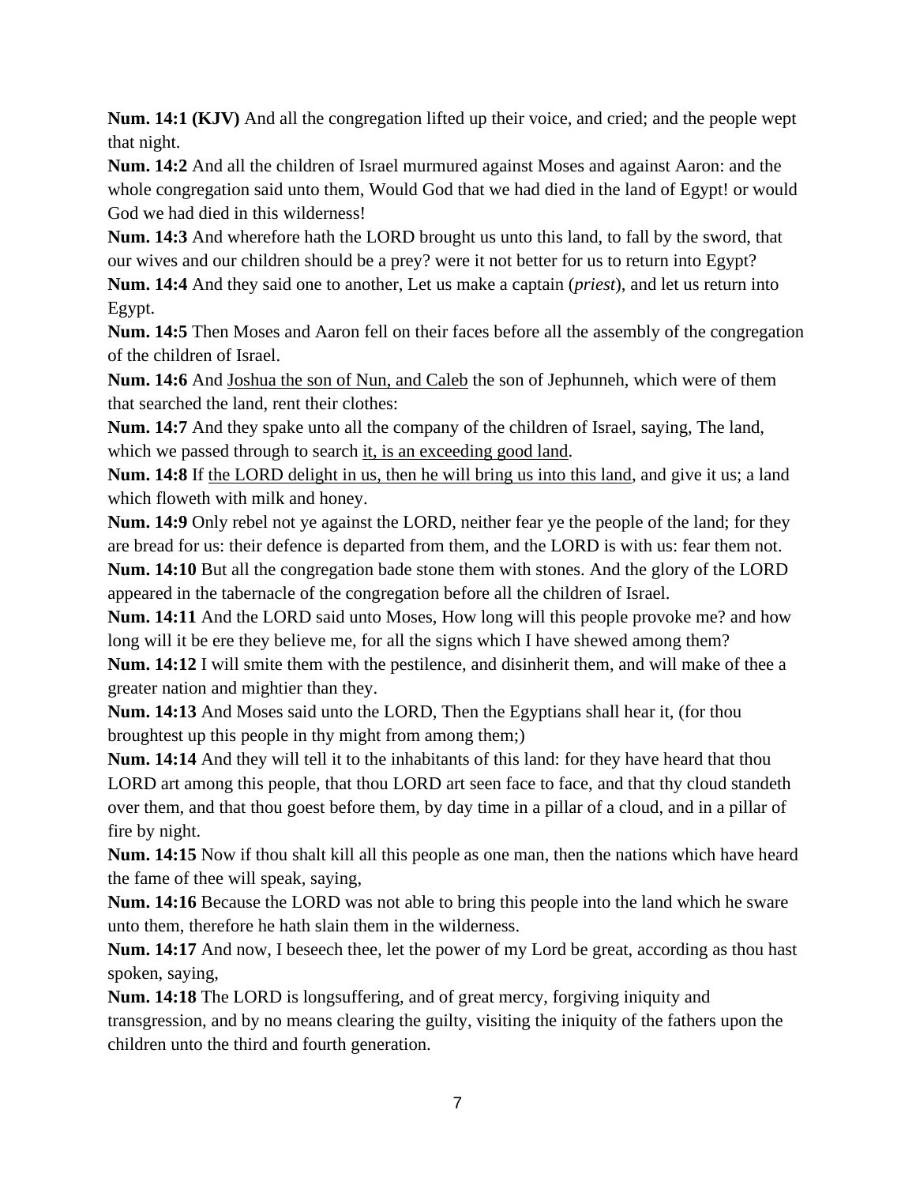**Num. 14:1 (KJV)** And all the congregation lifted up their voice, and cried; and the people wept that night.

**Num. 14:2** And all the children of Israel murmured against Moses and against Aaron: and the whole congregation said unto them, Would God that we had died in the land of Egypt! or would God we had died in this wilderness!

**Num. 14:3** And wherefore hath the LORD brought us unto this land, to fall by the sword, that our wives and our children should be a prey? were it not better for us to return into Egypt?

**Num. 14:4** And they said one to another, Let us make a captain (*priest*), and let us return into Egypt.

**Num. 14:5** Then Moses and Aaron fell on their faces before all the assembly of the congregation of the children of Israel.

**Num. 14:6** And <u>Joshua the son of Nun, and Caleb</u> the son of Jephunneh, which were of them that searched the land, rent their clothes:

**Num. 14:7** And they spake unto all the company of the children of Israel, saying, The land, which we passed through to search <u>it, is an exceeding good land</u>.

**Num. 14:8** If <u>the LORD delight in us, then he will bring us into this land</u>, and give it us; a land which floweth with milk and honey.

**Num. 14:9** Only rebel not ye against the LORD, neither fear ye the people of the land; for they are bread for us: their defence is departed from them, and the LORD is with us: fear them not.

**Num. 14:10** But all the congregation bade stone them with stones. And the glory of the LORD appeared in the tabernacle of the congregation before all the children of Israel.

**Num. 14:11** And the LORD said unto Moses, How long will this people provoke me? and how long will it be ere they believe me, for all the signs which I have shewed among them?

**Num. 14:12** I will smite them with the pestilence, and disinherit them, and will make of thee a greater nation and mightier than they.

**Num. 14:13** And Moses said unto the LORD, Then the Egyptians shall hear it, (for thou broughtest up this people in thy might from among them;)

**Num. 14:14** And they will tell it to the inhabitants of this land: for they have heard that thou LORD art among this people, that thou LORD art seen face to face, and that thy cloud standeth over them, and that thou goest before them, by day time in a pillar of a cloud, and in a pillar of fire by night.

**Num. 14:15** Now if thou shalt kill all this people as one man, then the nations which have heard the fame of thee will speak, saying,

**Num. 14:16** Because the LORD was not able to bring this people into the land which he sware unto them, therefore he hath slain them in the wilderness.

**Num. 14:17** And now, I beseech thee, let the power of my Lord be great, according as thou hast spoken, saying,

**Num. 14:18** The LORD is longsuffering, and of great mercy, forgiving iniquity and transgression, and by no means clearing the guilty, visiting the iniquity of the fathers upon the children unto the third and fourth generation.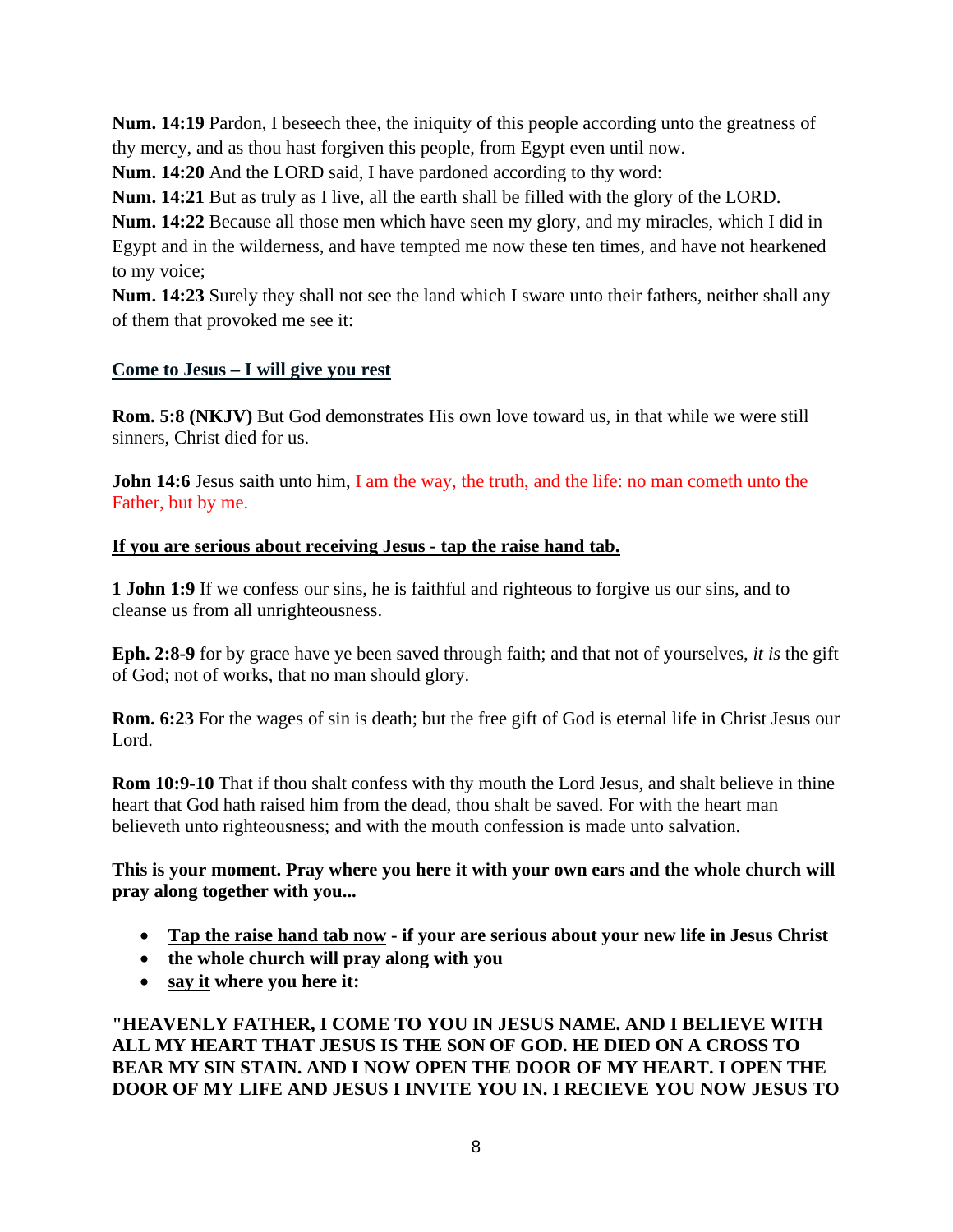**Num. 14:19** Pardon, I beseech thee, the iniquity of this people according unto the greatness of thy mercy, and as thou hast forgiven this people, from Egypt even until now.
**Num. 14:20** And the LORD said, I have pardoned according to thy word:
**Num. 14:21** But as truly as I live, all the earth shall be filled with the glory of the LORD.
**Num. 14:22** Because all those men which have seen my glory, and my miracles, which I did in Egypt and in the wilderness, and have tempted me now these ten times, and have not hearkened to my voice;
**Num. 14:23** Surely they shall not see the land which I sware unto their fathers, neither shall any of them that provoked me see it:

**Come to Jesus – I will give you rest**

**Rom. 5:8 (NKJV)** But God demonstrates His own love toward us, in that while we were still sinners, Christ died for us.

**John 14:6** Jesus saith unto him, I am the way, the truth, and the life: no man cometh unto the Father, but by me.

**If you are serious about receiving Jesus - tap the raise hand tab.**

**1 John 1:9** If we confess our sins, he is faithful and righteous to forgive us our sins, and to cleanse us from all unrighteousness.

**Eph. 2:8-9** for by grace have ye been saved through faith; and that not of yourselves, *it is* the gift of God; not of works, that no man should glory.

**Rom. 6:23** For the wages of sin is death; but the free gift of God is eternal life in Christ Jesus our Lord.

**Rom 10:9-10** That if thou shalt confess with thy mouth the Lord Jesus, and shalt believe in thine heart that God hath raised him from the dead, thou shalt be saved. For with the heart man believeth unto righteousness; and with the mouth confession is made unto salvation.

**This is your moment. Pray where you here it with your own ears and the whole church will pray along together with you...**

- **Tap the raise hand tab now - if your are serious about your new life in Jesus Christ**
- **the whole church will pray along with you**
- **say it where you here it:**

**"HEAVENLY FATHER, I COME TO YOU IN JESUS NAME. AND I BELIEVE WITH ALL MY HEART THAT JESUS IS THE SON OF GOD. HE DIED ON A CROSS TO BEAR MY SIN STAIN. AND I NOW OPEN THE DOOR OF MY HEART. I OPEN THE DOOR OF MY LIFE AND JESUS I INVITE YOU IN. I RECIEVE YOU NOW JESUS TO**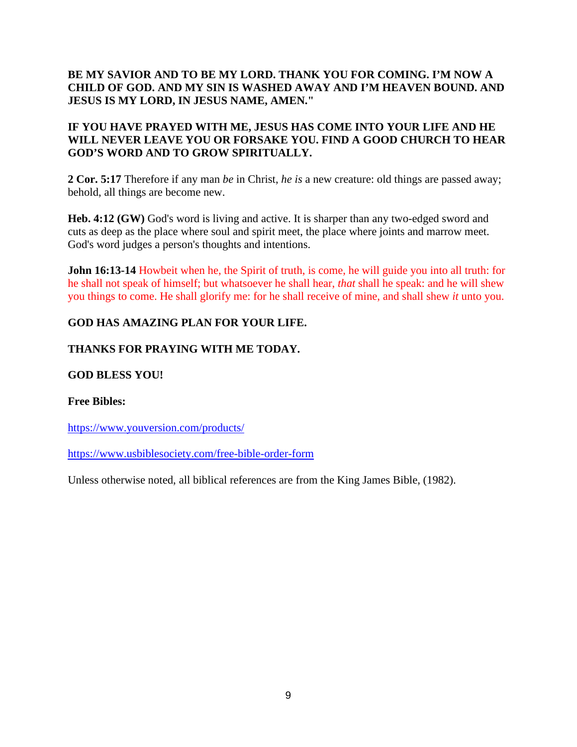**BE MY SAVIOR AND TO BE MY LORD. THANK YOU FOR COMING. I'M NOW A CHILD OF GOD. AND MY SIN IS WASHED AWAY AND I'M HEAVEN BOUND. AND JESUS IS MY LORD, IN JESUS NAME, AMEN."**

**IF YOU HAVE PRAYED WITH ME, JESUS HAS COME INTO YOUR LIFE AND HE WILL NEVER LEAVE YOU OR FORSAKE YOU. FIND A GOOD CHURCH TO HEAR GOD'S WORD AND TO GROW SPIRITUALLY.**

**2 Cor. 5:17** Therefore if any man *be* in Christ, *he is* a new creature: old things are passed away; behold, all things are become new.

**Heb. 4:12 (GW)** God's word is living and active. It is sharper than any two-edged sword and cuts as deep as the place where soul and spirit meet, the place where joints and marrow meet. God's word judges a person's thoughts and intentions.

**John 16:13-14** Howbeit when he, the Spirit of truth, is come, he will guide you into all truth: for he shall not speak of himself; but whatsoever he shall hear, *that* shall he speak: and he will shew you things to come. He shall glorify me: for he shall receive of mine, and shall shew *it* unto you.

**GOD HAS AMAZING PLAN FOR YOUR LIFE.**

**THANKS FOR PRAYING WITH ME TODAY.**

**GOD BLESS YOU!**

**Free Bibles:**

https://www.youversion.com/products/

https://www.usbiblesociety.com/free-bible-order-form

Unless otherwise noted, all biblical references are from the King James Bible, (1982).